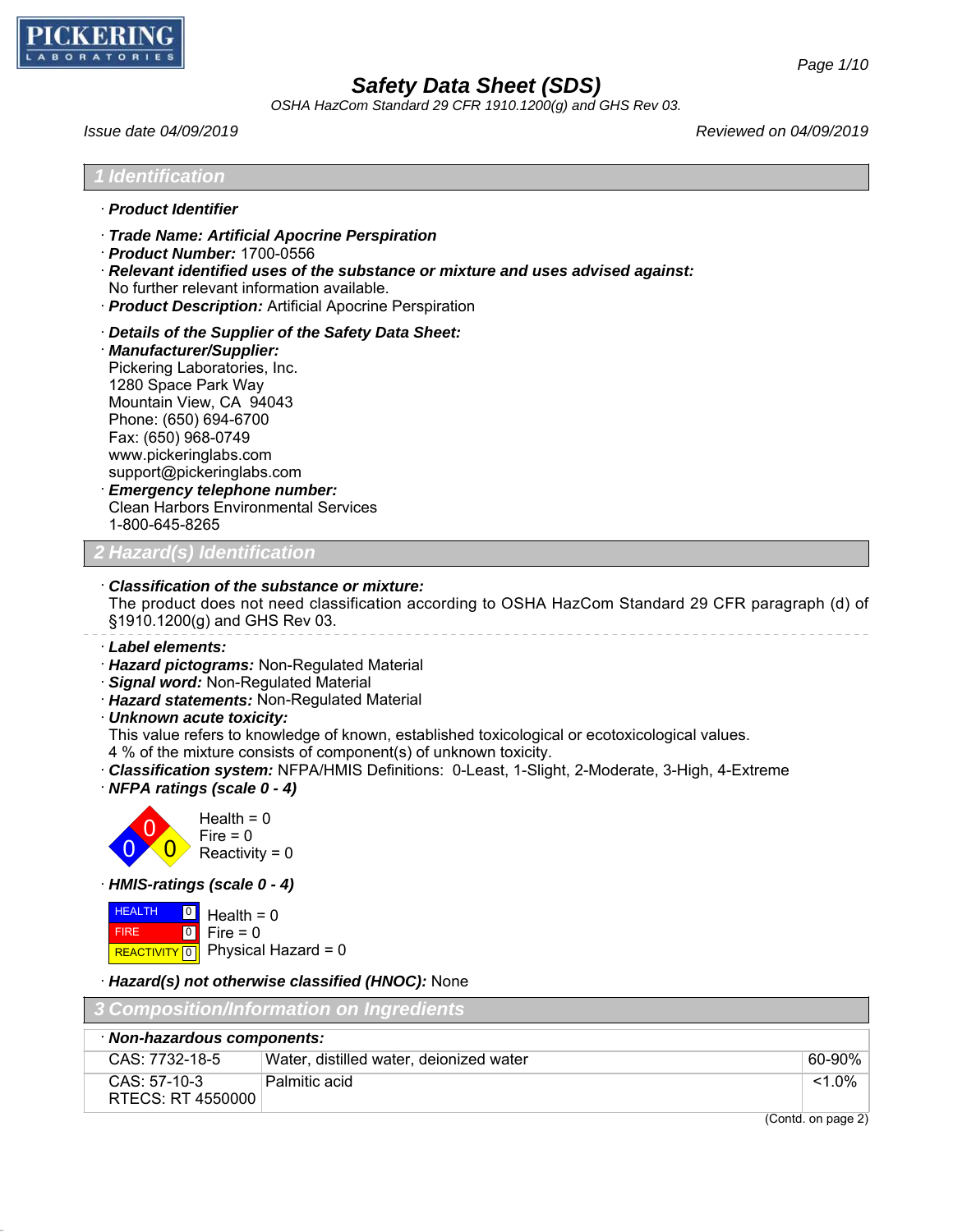**PICKERING LABORATORIES**

# Safety Data Sheet (SDS)

*OSHA HazCom Standard 29 CFR 1910.1200(g) and GHS Rev 03.*

*Issue date 04/09/2019* *Reviewed on 04/09/2019*

## 1 Identification

· **Product Identifier**

· ***Trade Name: Artificial Apocrine Perspiration***
· ***Product Number:*** 1700-0556
· ***Relevant identified uses of the substance or mixture and uses advised against:***
No further relevant information available.
· ***Product Description:*** Artificial Apocrine Perspiration

· ***Details of the Supplier of the Safety Data Sheet:***
· ***Manufacturer/Supplier:***
Pickering Laboratories, Inc.
1280 Space Park Way
Mountain View, CA 94043
Phone: (650) 694-6700
Fax: (650) 968-0749
www.pickeringlabs.com
support@pickeringlabs.com
· ***Emergency telephone number:***
Clean Harbors Environmental Services
1-800-645-8265

## 2 Hazard(s) Identification

· ***Classification of the substance or mixture:***
The product does not need classification according to OSHA HazCom Standard 29 CFR paragraph (d) of §1910.1200(g) and GHS Rev 03.

· ***Label elements:***
· ***Hazard pictograms:*** Non-Regulated Material
· ***Signal word:*** Non-Regulated Material
· ***Hazard statements:*** Non-Regulated Material
· ***Unknown acute toxicity:***
This value refers to knowledge of known, established toxicological or ecotoxicological values.
4 % of the mixture consists of component(s) of unknown toxicity.
· ***Classification system:*** NFPA/HMIS Definitions: 0-Least, 1-Slight, 2-Moderate, 3-High, 4-Extreme
· ***NFPA ratings (scale 0 - 4)***

Health = 0
Fire = 0
Reactivity = 0

· ***HMIS-ratings (scale 0 - 4)***

| | | |
|---|---|---|
| HEALTH | 0 | Health = 0 |
| FIRE | 0 | Fire = 0 |
| REACTIVITY | 0 | Physical Hazard = 0 |

· ***Hazard(s) not otherwise classified (HNOC):*** None

## 3 Composition/Information on Ingredients

| · ***Non-hazardous components:*** | | |
|---|---|---|
| CAS: 7732-18-5 | Water, distilled water, deionized water | 60-90% |
| CAS: 57-10-3<br>RTECS: RT 4550000 | Palmitic acid | <1.0% |

(Contd. on page 2)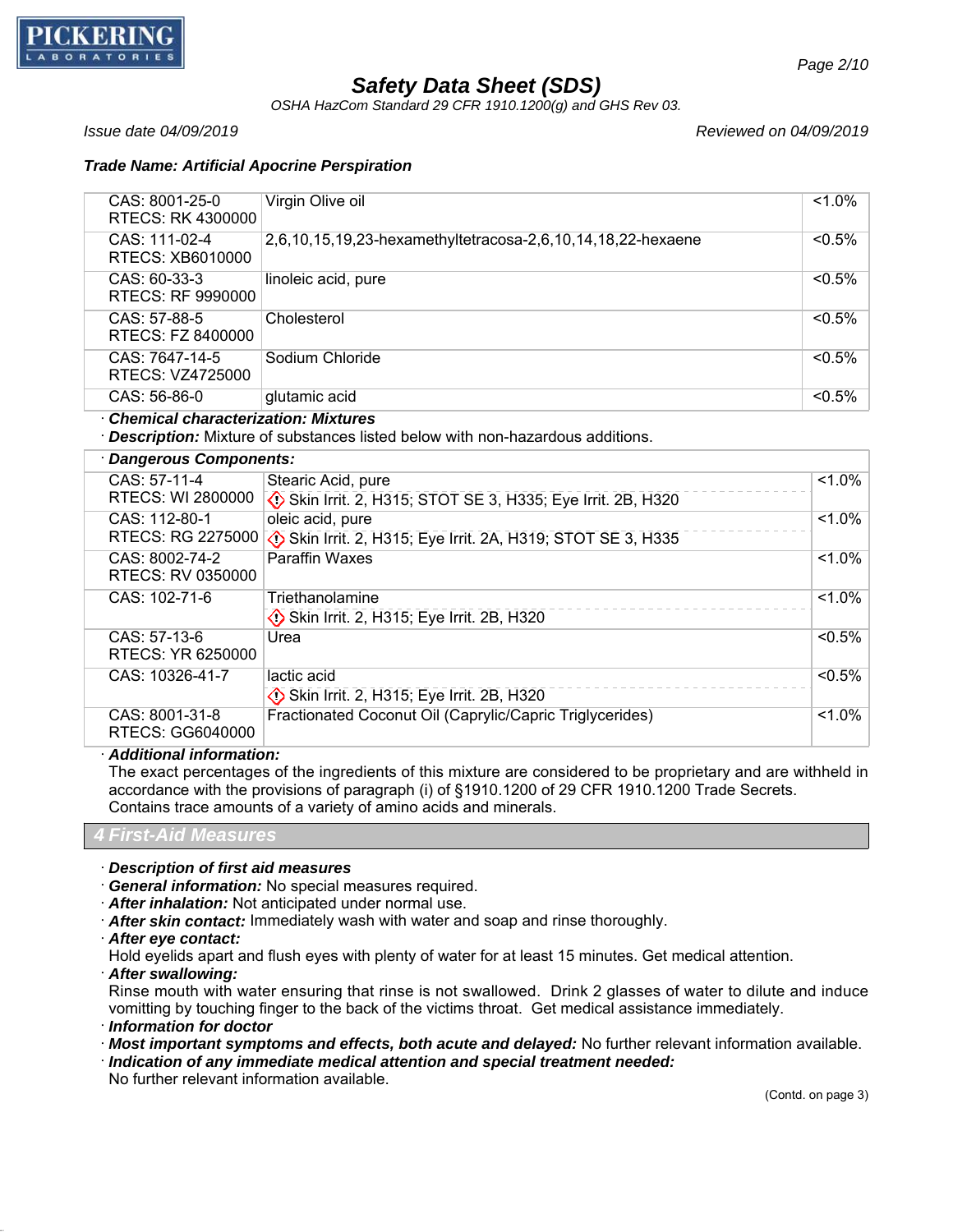**Trade Name: Artificial Apocrine Perspiration**

| | | |
|---|---|---|
| CAS: 8001-25-0<br>RTECS: RK 4300000 | Virgin Olive oil | <1.0% |
| CAS: 111-02-4<br>RTECS: XB6010000 | 2,6,10,15,19,23-hexamethyltetracosa-2,6,10,14,18,22-hexaene | <0.5% |
| CAS: 60-33-3<br>RTECS: RF 9990000 | linoleic acid, pure | <0.5% |
| CAS: 57-88-5<br>RTECS: FZ 8400000 | Cholesterol | <0.5% |
| CAS: 7647-14-5<br>RTECS: VZ4725000 | Sodium Chloride | <0.5% |
| CAS: 56-86-0 | glutamic acid | <0.5% |

· ***Chemical characterization: Mixtures***
· ***Description:*** Mixture of substances listed below with non-hazardous additions.

| · ***Dangerous Components:*** | | |
|---|---|---|
| CAS: 57-11-4<br>RTECS: WI 2800000 | Stearic Acid, pure<br>Skin Irrit. 2, H315; STOT SE 3, H335; Eye Irrit. 2B, H320 | <1.0% |
| CAS: 112-80-1<br>RTECS: RG 2275000 | oleic acid, pure<br>Skin Irrit. 2, H315; Eye Irrit. 2A, H319; STOT SE 3, H335 | <1.0% |
| CAS: 8002-74-2<br>RTECS: RV 0350000 | Paraffin Waxes | <1.0% |
| CAS: 102-71-6 | Triethanolamine<br>Skin Irrit. 2, H315; Eye Irrit. 2B, H320 | <1.0% |
| CAS: 57-13-6<br>RTECS: YR 6250000 | Urea | <0.5% |
| CAS: 10326-41-7 | lactic acid<br>Skin Irrit. 2, H315; Eye Irrit. 2B, H320 | <0.5% |
| CAS: 8001-31-8<br>RTECS: GG6040000 | Fractionated Coconut Oil (Caprylic/Capric Triglycerides) | <1.0% |

· ***Additional information:***
The exact percentages of the ingredients of this mixture are considered to be proprietary and are withheld in accordance with the provisions of paragraph (i) of §1910.1200 of 29 CFR 1910.1200 Trade Secrets.
Contains trace amounts of a variety of amino acids and minerals.

## 4 First-Aid Measures

· ***Description of first aid measures***
· ***General information:*** No special measures required.
· ***After inhalation:*** Not anticipated under normal use.
· ***After skin contact:*** Immediately wash with water and soap and rinse thoroughly.
· ***After eye contact:***
Hold eyelids apart and flush eyes with plenty of water for at least 15 minutes. Get medical attention.
· ***After swallowing:***
Rinse mouth with water ensuring that rinse is not swallowed. Drink 2 glasses of water to dilute and induce vomitting by touching finger to the back of the victims throat. Get medical assistance immediately.
· ***Information for doctor***
· ***Most important symptoms and effects, both acute and delayed:*** No further relevant information available.
· ***Indication of any immediate medical attention and special treatment needed:***
No further relevant information available.

(Contd. on page 3)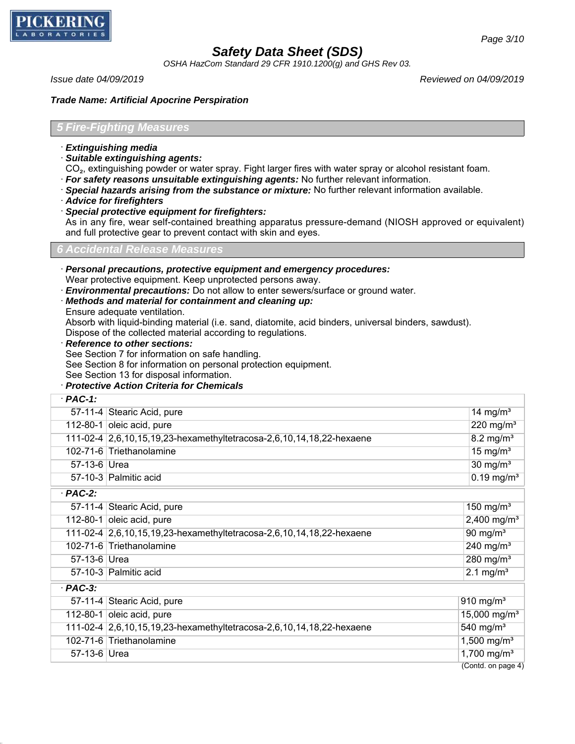**Trade Name: Artificial Apocrine Perspiration**

## 5 Fire-Fighting Measures

· ***Extinguishing media***

· ***Suitable extinguishing agents:***
$CO_2$, extinguishing powder or water spray. Fight larger fires with water spray or alcohol resistant foam.

· ***For safety reasons unsuitable extinguishing agents:*** No further relevant information.

· ***Special hazards arising from the substance or mixture:*** No further relevant information available.

· ***Advice for firefighters***

· ***Special protective equipment for firefighters:***
As in any fire, wear self-contained breathing apparatus pressure-demand (NIOSH approved or equivalent) and full protective gear to prevent contact with skin and eyes.

## 6 Accidental Release Measures

· ***Personal precautions, protective equipment and emergency procedures:***
Wear protective equipment. Keep unprotected persons away.

· ***Environmental precautions:*** Do not allow to enter sewers/surface or ground water.

· ***Methods and material for containment and cleaning up:***
Ensure adequate ventilation.
Absorb with liquid-binding material (i.e. sand, diatomite, acid binders, universal binders, sawdust).
Dispose of the collected material according to regulations.

· ***Reference to other sections:***
See Section 7 for information on safe handling.
See Section 8 for information on personal protection equipment.
See Section 13 for disposal information.

· ***Protective Action Criteria for Chemicals***

| · **PAC-1:** | | |
|---|---|---|
| 57-11-4 | Stearic Acid, pure | 14 mg/m³ |
| 112-80-1 | oleic acid, pure | 220 mg/m³ |
| 111-02-4 | 2,6,10,15,19,23-hexamethyltetracosa-2,6,10,14,18,22-hexaene | 8.2 mg/m³ |
| 102-71-6 | Triethanolamine | 15 mg/m³ |
| 57-13-6 | Urea | 30 mg/m³ |
| 57-10-3 | Palmitic acid | 0.19 mg/m³ |

| · **PAC-2:** | | |
|---|---|---|
| 57-11-4 | Stearic Acid, pure | 150 mg/m³ |
| 112-80-1 | oleic acid, pure | 2,400 mg/m³ |
| 111-02-4 | 2,6,10,15,19,23-hexamethyltetracosa-2,6,10,14,18,22-hexaene | 90 mg/m³ |
| 102-71-6 | Triethanolamine | 240 mg/m³ |
| 57-13-6 | Urea | 280 mg/m³ |
| 57-10-3 | Palmitic acid | 2.1 mg/m³ |

| · **PAC-3:** | | |
|---|---|---|
| 57-11-4 | Stearic Acid, pure | 910 mg/m³ |
| 112-80-1 | oleic acid, pure | 15,000 mg/m³ |
| 111-02-4 | 2,6,10,15,19,23-hexamethyltetracosa-2,6,10,14,18,22-hexaene | 540 mg/m³ |
| 102-71-6 | Triethanolamine | 1,500 mg/m³ |
| 57-13-6 | Urea | 1,700 mg/m³ |

(Contd. on page 4)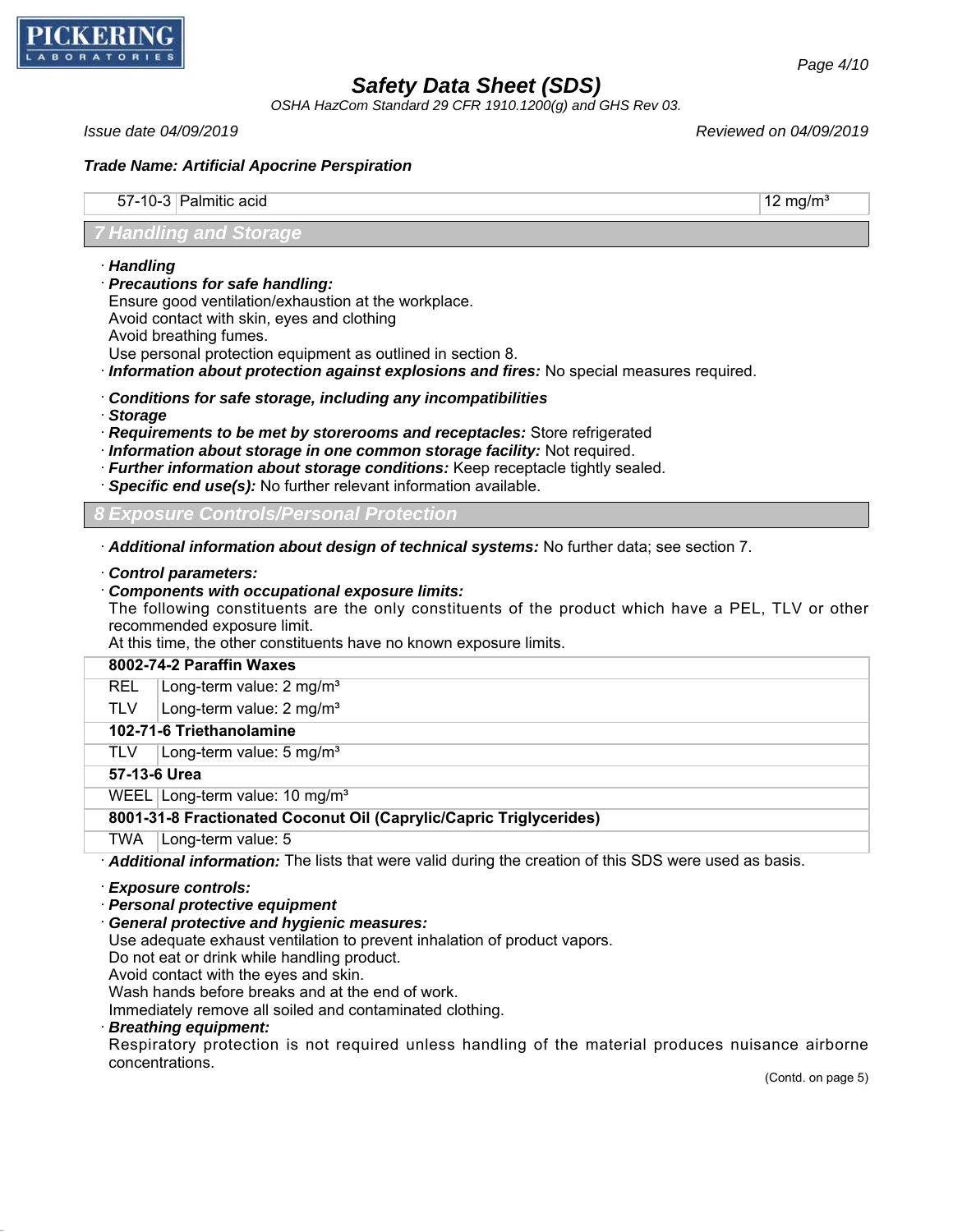| 57-10-3 | Palmitic acid | 12 mg/m³ |
|---|---|---|

## 7 Handling and Storage

· ***Handling***
· ***Precautions for safe handling:***
Ensure good ventilation/exhaustion at the workplace.
Avoid contact with skin, eyes and clothing
Avoid breathing fumes.
Use personal protection equipment as outlined in section 8.
· ***Information about protection against explosions and fires:*** No special measures required.

· ***Conditions for safe storage, including any incompatibilities***
· ***Storage***
· ***Requirements to be met by storerooms and receptacles:*** Store refrigerated
· ***Information about storage in one common storage facility:*** Not required.
· ***Further information about storage conditions:*** Keep receptacle tightly sealed.
· ***Specific end use(s):*** No further relevant information available.

## 8 Exposure Controls/Personal Protection

· ***Additional information about design of technical systems:*** No further data; see section 7.

· ***Control parameters:***
· ***Components with occupational exposure limits:***
The following constituents are the only constituents of the product which have a PEL, TLV or other recommended exposure limit.
At this time, the other constituents have no known exposure limits.

| **8002-74-2 Paraffin Waxes** | |
|---|---|
| REL | Long-term value: 2 mg/m³ |
| TLV | Long-term value: 2 mg/m³ |
| **102-71-6 Triethanolamine** | |
| TLV | Long-term value: 5 mg/m³ |
| **57-13-6 Urea** | |
| WEEL | Long-term value: 10 mg/m³ |
| **8001-31-8 Fractionated Coconut Oil (Caprylic/Capric Triglycerides)** | |
| TWA | Long-term value: 5 |

· ***Additional information:*** The lists that were valid during the creation of this SDS were used as basis.

· ***Exposure controls:***
· ***Personal protective equipment***
· ***General protective and hygienic measures:***
Use adequate exhaust ventilation to prevent inhalation of product vapors.
Do not eat or drink while handling product.
Avoid contact with the eyes and skin.
Wash hands before breaks and at the end of work.
Immediately remove all soiled and contaminated clothing.
· ***Breathing equipment:***
Respiratory protection is not required unless handling of the material produces nuisance airborne concentrations.

(Contd. on page 5)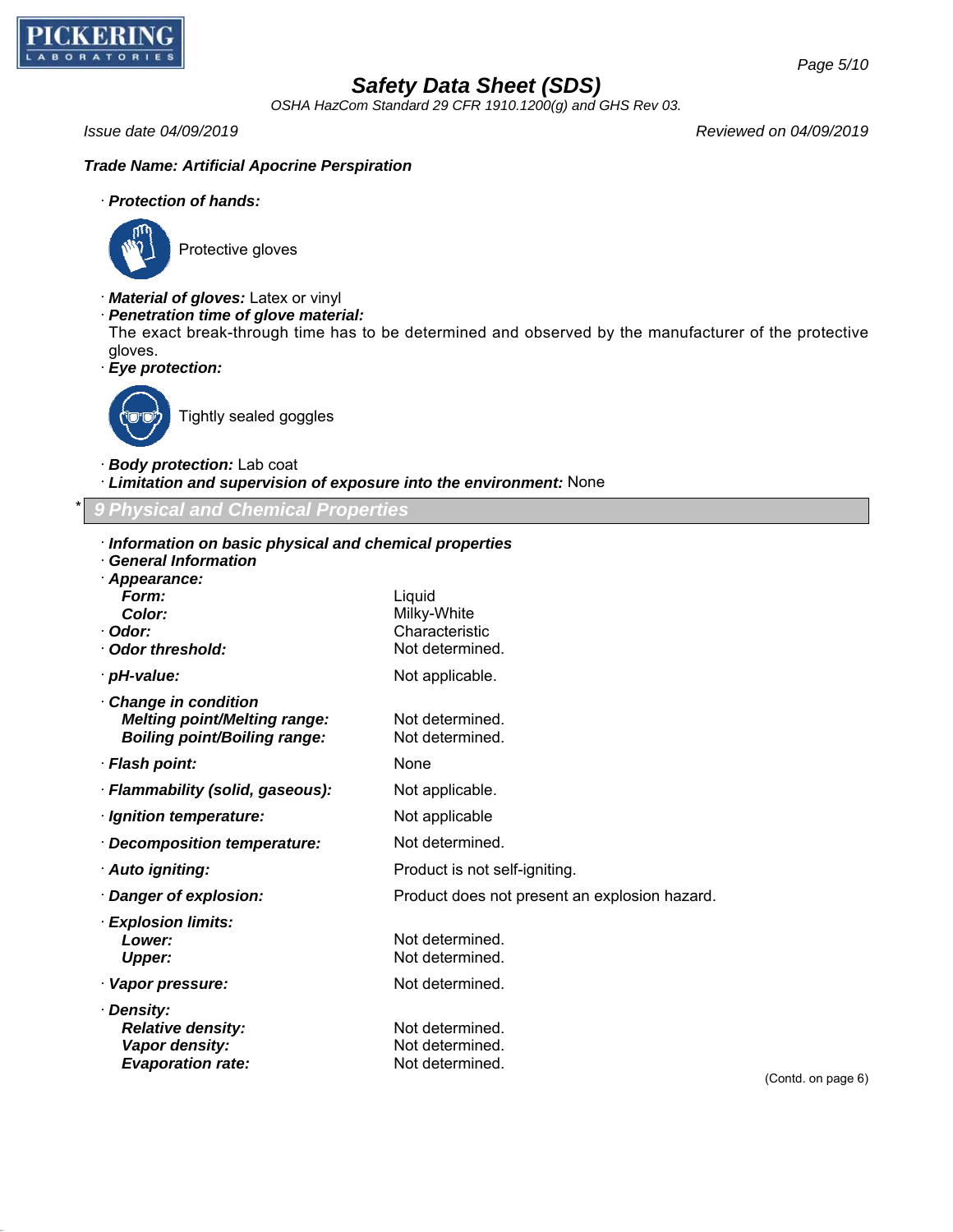**Trade Name: Artificial Apocrine Perspiration**

· **Protection of hands:**

Protective gloves

· **Material of gloves:** Latex or vinyl
· **Penetration time of glove material:**
The exact break-through time has to be determined and observed by the manufacturer of the protective gloves.
· **Eye protection:**

Tightly sealed goggles

· **Body protection:** Lab coat
· **Limitation and supervision of exposure into the environment:** None

## * 9 Physical and Chemical Properties

· **Information on basic physical and chemical properties**
· **General Information**

| | |
|---|---|
| · **Appearance:** | |
| **Form:** | Liquid |
| **Color:** | Milky-White |
| · **Odor:** | Characteristic |
| · **Odor threshold:** | Not determined. |
| · **pH-value:** | Not applicable. |
| · **Change in condition** | |
| **Melting point/Melting range:** | Not determined. |
| **Boiling point/Boiling range:** | Not determined. |
| · **Flash point:** | None |
| · **Flammability (solid, gaseous):** | Not applicable. |
| · **Ignition temperature:** | Not applicable |
| · **Decomposition temperature:** | Not determined. |
| · **Auto igniting:** | Product is not self-igniting. |
| · **Danger of explosion:** | Product does not present an explosion hazard. |
| · **Explosion limits:** | |
| **Lower:** | Not determined. |
| **Upper:** | Not determined. |
| · **Vapor pressure:** | Not determined. |
| · **Density:** | |
| **Relative density:** | Not determined. |
| **Vapor density:** | Not determined. |
| **Evaporation rate:** | Not determined. |

(Contd. on page 6)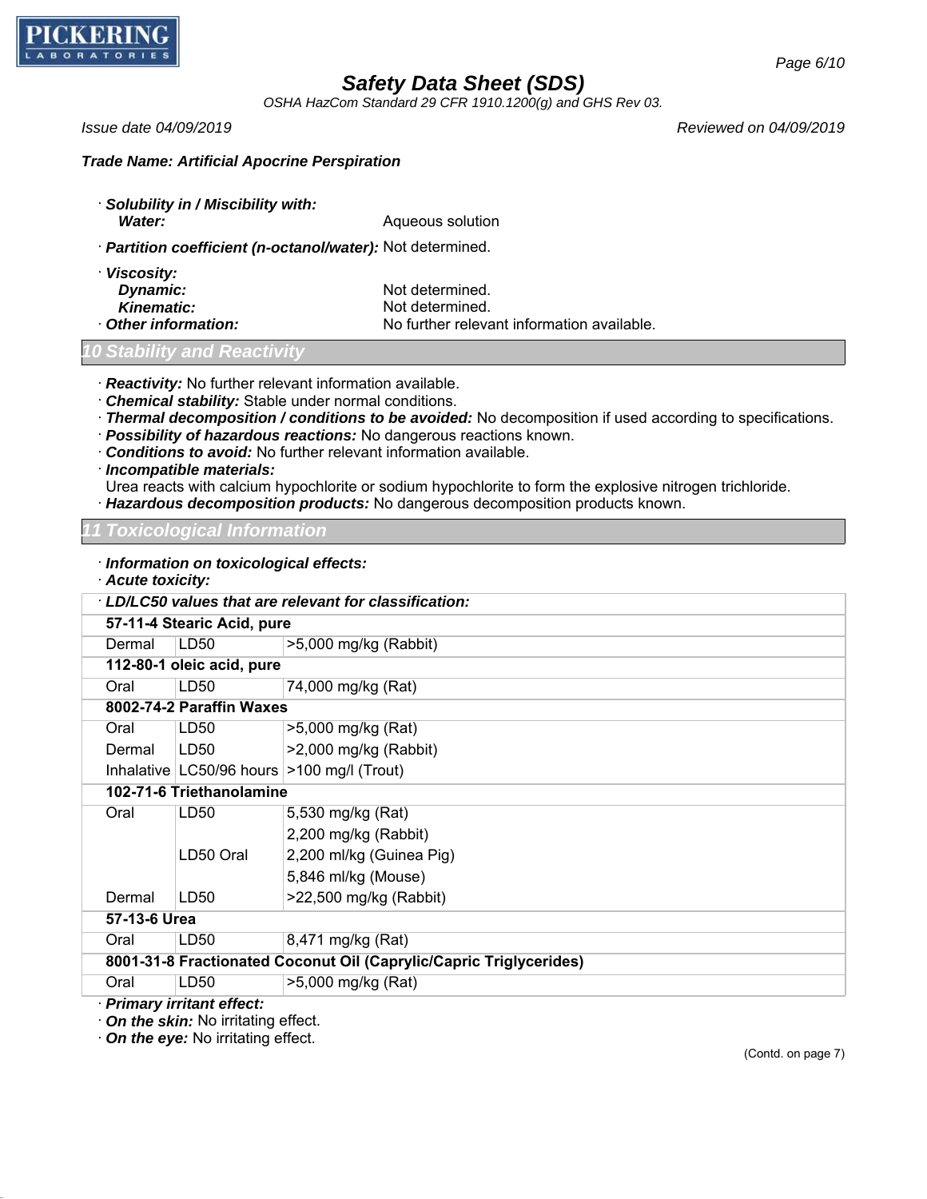Trade Name: Artificial Apocrine Perspiration

· **Solubility in / Miscibility with:**
  **Water:** Aqueous solution

· **Partition coefficient (n-octanol/water):** Not determined.

· **Viscosity:**
  **Dynamic:** Not determined.
  **Kinematic:** Not determined.

· **Other information:** No further relevant information available.

## 10 Stability and Reactivity

· **Reactivity:** No further relevant information available.
· **Chemical stability:** Stable under normal conditions.
· **Thermal decomposition / conditions to be avoided:** No decomposition if used according to specifications.
· **Possibility of hazardous reactions:** No dangerous reactions known.
· **Conditions to avoid:** No further relevant information available.
· **Incompatible materials:**
Urea reacts with calcium hypochlorite or sodium hypochlorite to form the explosive nitrogen trichloride.
· **Hazardous decomposition products:** No dangerous decomposition products known.

## 11 Toxicological Information

· **Information on toxicological effects:**
· **Acute toxicity:**

| · LD/LC50 values that are relevant for classification: | | |
|---|---|---|
| **57-11-4 Stearic Acid, pure** | | |
| Dermal | LD50 | >5,000 mg/kg (Rabbit) |
| **112-80-1 oleic acid, pure** | | |
| Oral | LD50 | 74,000 mg/kg (Rat) |
| **8002-74-2 Paraffin Waxes** | | |
| Oral | LD50 | >5,000 mg/kg (Rat) |
| Dermal | LD50 | >2,000 mg/kg (Rabbit) |
| Inhalative | LC50/96 hours | >100 mg/l (Trout) |
| **102-71-6 Triethanolamine** | | |
| Oral | LD50 | 5,530 mg/kg (Rat) |
| | | 2,200 mg/kg (Rabbit) |
| | LD50 Oral | 2,200 ml/kg (Guinea Pig) |
| | | 5,846 ml/kg (Mouse) |
| Dermal | LD50 | >22,500 mg/kg (Rabbit) |
| **57-13-6 Urea** | | |
| Oral | LD50 | 8,471 mg/kg (Rat) |
| **8001-31-8 Fractionated Coconut Oil (Caprylic/Capric Triglycerides)** | | |
| Oral | LD50 | >5,000 mg/kg (Rat) |

· **Primary irritant effect:**
· **On the skin:** No irritating effect.
· **On the eye:** No irritating effect.

(Contd. on page 7)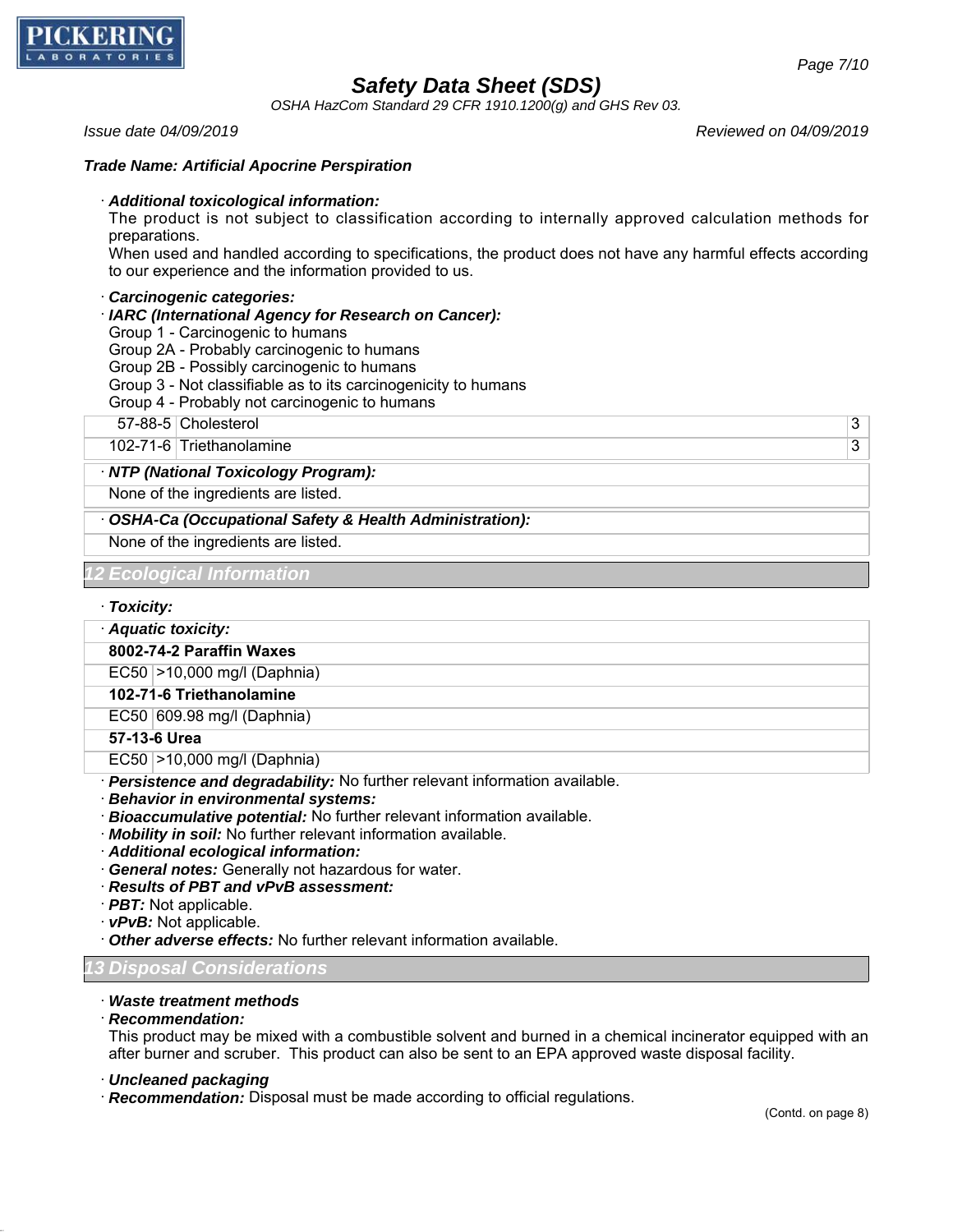**Trade Name: Artificial Apocrine Perspiration**

· ***Additional toxicological information:***
The product is not subject to classification according to internally approved calculation methods for preparations.
When used and handled according to specifications, the product does not have any harmful effects according to our experience and the information provided to us.

· ***Carcinogenic categories:***
· ***IARC (International Agency for Research on Cancer):***
Group 1 - Carcinogenic to humans
Group 2A - Probably carcinogenic to humans
Group 2B - Possibly carcinogenic to humans
Group 3 - Not classifiable as to its carcinogenicity to humans
Group 4 - Probably not carcinogenic to humans

| | | |
|---|---|---|
| 57-88-5 | Cholesterol | 3 |
| 102-71-6 | Triethanolamine | 3 |

· ***NTP (National Toxicology Program):***
None of the ingredients are listed.

· ***OSHA-Ca (Occupational Safety & Health Administration):***
None of the ingredients are listed.

## 12 Ecological Information

· ***Toxicity:***

· ***Aquatic toxicity:***

| | |
|---|---|
| **8002-74-2 Paraffin Waxes** | |
| EC50 | >10,000 mg/l (Daphnia) |
| **102-71-6 Triethanolamine** | |
| EC50 | 609.98 mg/l (Daphnia) |
| **57-13-6 Urea** | |
| EC50 | >10,000 mg/l (Daphnia) |

· ***Persistence and degradability:*** No further relevant information available.
· ***Behavior in environmental systems:***
· ***Bioaccumulative potential:*** No further relevant information available.
· ***Mobility in soil:*** No further relevant information available.
· ***Additional ecological information:***
· ***General notes:*** Generally not hazardous for water.
· ***Results of PBT and vPvB assessment:***
· ***PBT:*** Not applicable.
· ***vPvB:*** Not applicable.
· ***Other adverse effects:*** No further relevant information available.

## 13 Disposal Considerations

· ***Waste treatment methods***
· ***Recommendation:***
This product may be mixed with a combustible solvent and burned in a chemical incinerator equipped with an after burner and scruber. This product can also be sent to an EPA approved waste disposal facility.

· ***Uncleaned packaging***
· ***Recommendation:*** Disposal must be made according to official regulations.

(Contd. on page 8)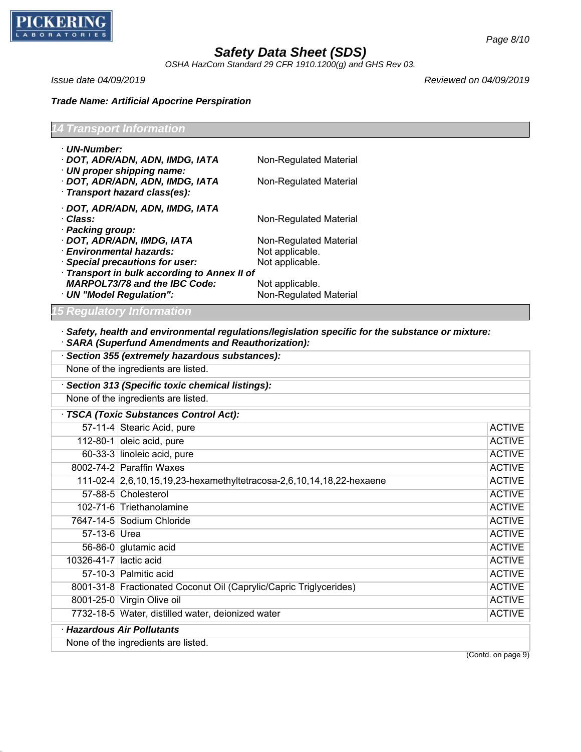## 14 Transport Information

- **UN-Number:**
- **DOT, ADR/ADN, ADN, IMDG, IATA** — Non-Regulated Material
- **UN proper shipping name:**
- **DOT, ADR/ADN, ADN, IMDG, IATA** — Non-Regulated Material
- **Transport hazard class(es):**

- **DOT, ADR/ADN, ADN, IMDG, IATA**
- **Class:** — Non-Regulated Material
- **Packing group:**
- **DOT, ADR/ADN, IMDG, IATA** — Non-Regulated Material
- **Environmental hazards:** — Not applicable.
- **Special precautions for user:** — Not applicable.
- **Transport in bulk according to Annex II of MARPOL73/78 and the IBC Code:** — Not applicable.
- **UN "Model Regulation":** — Non-Regulated Material

## 15 Regulatory Information

- ***Safety, health and environmental regulations/legislation specific for the substance or mixture:***
- ***SARA (Superfund Amendments and Reauthorization):***

**Section 355 (extremely hazardous substances):**

None of the ingredients are listed.

**Section 313 (Specific toxic chemical listings):**

None of the ingredients are listed.

**TSCA (Toxic Substances Control Act):**

| CAS | Name | Status |
|---|---|---|
| 57-11-4 | Stearic Acid, pure | ACTIVE |
| 112-80-1 | oleic acid, pure | ACTIVE |
| 60-33-3 | linoleic acid, pure | ACTIVE |
| 8002-74-2 | Paraffin Waxes | ACTIVE |
| 111-02-4 | 2,6,10,15,19,23-hexamethyltetracosa-2,6,10,14,18,22-hexaene | ACTIVE |
| 57-88-5 | Cholesterol | ACTIVE |
| 102-71-6 | Triethanolamine | ACTIVE |
| 7647-14-5 | Sodium Chloride | ACTIVE |
| 57-13-6 | Urea | ACTIVE |
| 56-86-0 | glutamic acid | ACTIVE |
| 10326-41-7 | lactic acid | ACTIVE |
| 57-10-3 | Palmitic acid | ACTIVE |
| 8001-31-8 | Fractionated Coconut Oil (Caprylic/Capric Triglycerides) | ACTIVE |
| 8001-25-0 | Virgin Olive oil | ACTIVE |
| 7732-18-5 | Water, distilled water, deionized water | ACTIVE |

**Hazardous Air Pollutants**

None of the ingredients are listed.

(Contd. on page 9)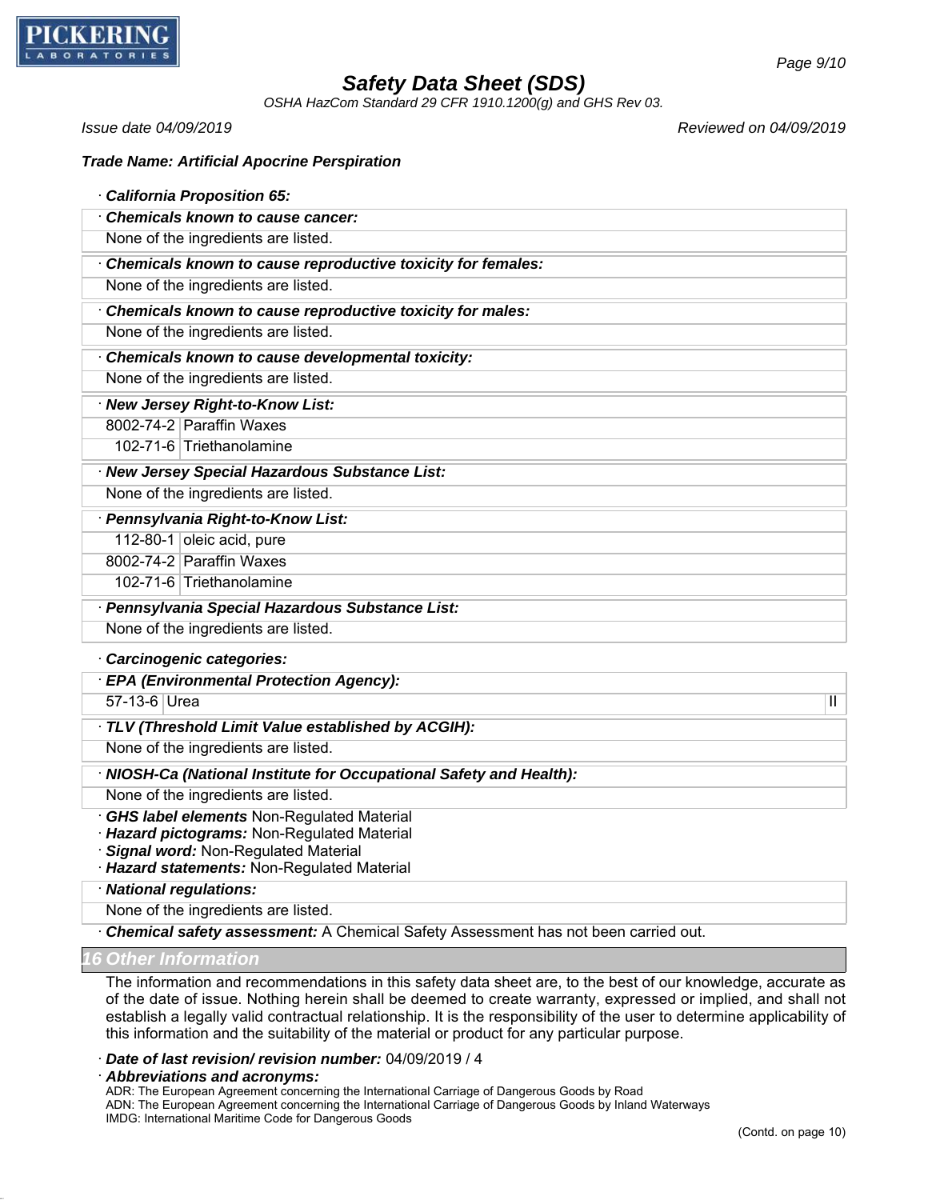**Trade Name: Artificial Apocrine Perspiration**

· ***California Proposition 65:***

· ***Chemicals known to cause cancer:***

None of the ingredients are listed.

· ***Chemicals known to cause reproductive toxicity for females:***

None of the ingredients are listed.

· ***Chemicals known to cause reproductive toxicity for males:***

None of the ingredients are listed.

· ***Chemicals known to cause developmental toxicity:***

None of the ingredients are listed.

· ***New Jersey Right-to-Know List:***

| | |
|---|---|
| 8002-74-2 | Paraffin Waxes |
| 102-71-6 | Triethanolamine |

· ***New Jersey Special Hazardous Substance List:***

None of the ingredients are listed.

· ***Pennsylvania Right-to-Know List:***

| | |
|---|---|
| 112-80-1 | oleic acid, pure |
| 8002-74-2 | Paraffin Waxes |
| 102-71-6 | Triethanolamine |

· ***Pennsylvania Special Hazardous Substance List:***

None of the ingredients are listed.

· ***Carcinogenic categories:***

· ***EPA (Environmental Protection Agency):***

| | | |
|---|---|---|
| 57-13-6 | Urea | II |

· ***TLV (Threshold Limit Value established by ACGIH):***

None of the ingredients are listed.

· ***NIOSH-Ca (National Institute for Occupational Safety and Health):***

None of the ingredients are listed.

· ***GHS label elements*** Non-Regulated Material
· ***Hazard pictograms:*** Non-Regulated Material
· ***Signal word:*** Non-Regulated Material
· ***Hazard statements:*** Non-Regulated Material

· ***National regulations:***

None of the ingredients are listed.

· ***Chemical safety assessment:*** A Chemical Safety Assessment has not been carried out.

## 16 Other Information

The information and recommendations in this safety data sheet are, to the best of our knowledge, accurate as of the date of issue. Nothing herein shall be deemed to create warranty, expressed or implied, and shall not establish a legally valid contractual relationship. It is the responsibility of the user to determine applicability of this information and the suitability of the material or product for any particular purpose.

· ***Date of last revision/ revision number:*** 04/09/2019 / 4

· ***Abbreviations and acronyms:***

ADR: The European Agreement concerning the International Carriage of Dangerous Goods by Road
ADN: The European Agreement concerning the International Carriage of Dangerous Goods by Inland Waterways
IMDG: International Maritime Code for Dangerous Goods

(Contd. on page 10)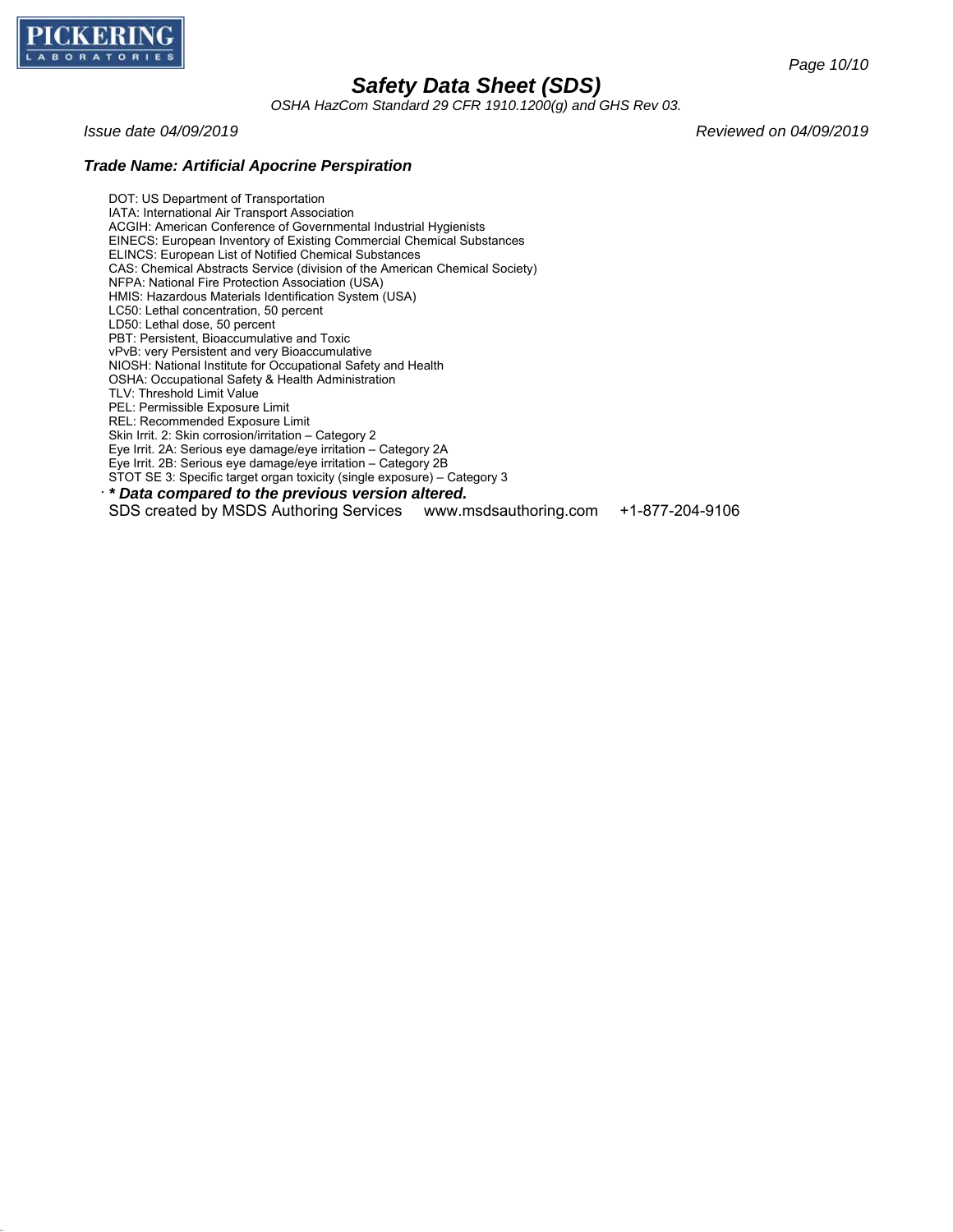DOT: US Department of Transportation
IATA: International Air Transport Association
ACGIH: American Conference of Governmental Industrial Hygienists
EINECS: European Inventory of Existing Commercial Chemical Substances
ELINCS: European List of Notified Chemical Substances
CAS: Chemical Abstracts Service (division of the American Chemical Society)
NFPA: National Fire Protection Association (USA)
HMIS: Hazardous Materials Identification System (USA)
LC50: Lethal concentration, 50 percent
LD50: Lethal dose, 50 percent
PBT: Persistent, Bioaccumulative and Toxic
vPvB: very Persistent and very Bioaccumulative
NIOSH: National Institute for Occupational Safety and Health
OSHA: Occupational Safety & Health Administration
TLV: Threshold Limit Value
PEL: Permissible Exposure Limit
REL: Recommended Exposure Limit
Skin Irrit. 2: Skin corrosion/irritation – Category 2
Eye Irrit. 2A: Serious eye damage/eye irritation – Category 2A
Eye Irrit. 2B: Serious eye damage/eye irritation – Category 2B
STOT SE 3: Specific target organ toxicity (single exposure) – Category 3

· ***\* Data compared to the previous version altered.***

SDS created by MSDS Authoring Services www.msdsauthoring.com +1-877-204-9106